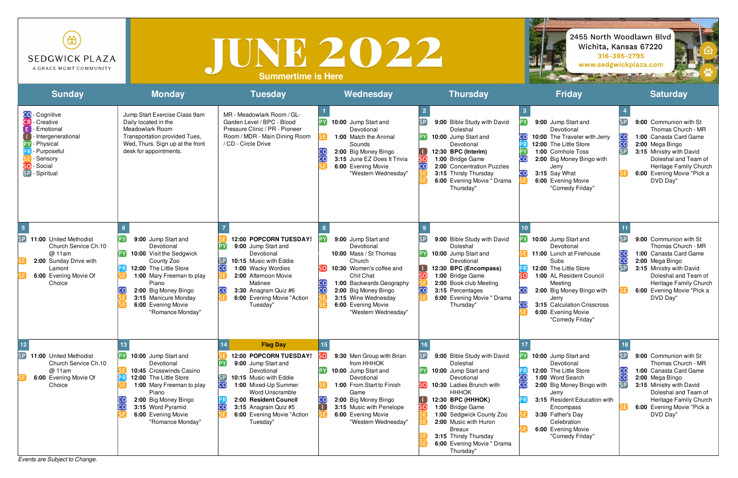SEDGWICK PLAZA
A GRACE MGMT COMMUNITY

# JUNE 2022

**Summertime is Here**

2455 North Woodlawn Blvd
Wichita, Kansas 67220
316-395-2795
www.sedgwickplaza.com

| Sunday | Monday | Tuesday | Wednesday | Thursday | Friday | Saturday |
|---|---|---|---|---|---|---|
| CO - Cognitive<br>CR - Creative<br>E - Emotional<br>I - Intergenerational<br>PY - Physical<br>PR - Purposeful<br>SE - Sensory<br>SO - Social<br>SP - Spiritual | Jump Start Exercise Class 9am Daily located in the Meadowlark Room<br>Transportation provided Tues, Wed, Thurs. Sign up at the front desk for appointments. | MR - Meadowlark Room / GL- Garden Level / BPC - Blood Pressure Clinic / PR - Pioneer Room / MDR - Main Dining Room / CD - Circle Drive | **1**<br>PY **10:00** Jump Start and Devotional<br>SE **1:00** Match the Animal Sounds<br>CO **2:00** Big Money Bingo<br>CO **3:15** June EZ Does It Trivia<br>SE **6:00** Evening Movie "Western Wednesday" | **2**<br>SP **9:00** Bible Study with David Doleshal<br>PY **10:00** Jump Start and Devotional<br>I **12:30 BPC (Interim)**<br>SO **1:00** Bridge Game<br>CO **2:00** Concentration Puzzles<br>SE **3:15** Thirsty Thursday<br>SE **6:00** Evening Movie " Drama Thursday" | **3**<br>PY **9:00** Jump Start and Devotional<br>CO **10:00** The Traveler with Jerry<br>PR **12:00** The Little Store<br>PY **1:00** Cornhole Toss<br>CO **2:00** Big Money Bingo with Jerry<br>CO **3:15** Say What<br>SE **6:00** Evening Movie "Comedy Friday" | **4**<br>SP **9:00** Communion with St Thomas Church - MR<br>CO **1:00** Canasta Card Game<br>CO **2:00** Mega Bingo<br>SP **3:15** Ministry with David Doleshal and Team of Heritage Family Church<br>SE **6:00** Evening Movie "Pick a DVD Day" |
| **5**<br>SP **11:00** United Methodist Church Service Ch.10 @ 11am<br>SE **2:00** Sunday Drive with Lamont<br>SE **6:00** Evening Movie Of Choice | **6**<br>PY **9:00** Jump Start and Devotional<br>PY **10:00** Visit the Sedgwick County Zoo<br>PR **12:00** The Little Store<br>SE **1:00** Mary Freeman to play Piano<br>CO **2:00** Big Money Bingo<br>SE **3:15** Manicure Monday<br>SE **6:00** Evening Movie "Romance Monday" | **7**<br>SE **12:00 POPCORN TUESDAY!**<br>PY **9:00** Jump Start and Devotional<br>SP **10:15** Music with Eddie<br>CO **1:00** Wacky Wordies<br>SE **2:00** Afternoon Movie Matinee<br>CO **3:30** Anagram Quiz #6<br>SE **6:00** Evening Movie "Action Tuesday" | **8**<br>PY **9:00** Jump Start and Devotional<br>**10:00** Mass / St Thomas Church<br>SO **10:30** Women's coffee and Chit Chat<br>CO **1:00** Backwards Geography<br>CO **2:00** Big Money Bingo<br>SE **3:15** Wine Wednesday<br>SE **6:00** Evening Movie "Western Wednesday" | **9**<br>SP **9:00** Bible Study with David Doleshal<br>PY **10:00** Jump Start and Devotional<br>I **12:30 BPC (Encompass)**<br>SO **1:00** Bridge Game<br>SE **2:00** Book club Meeting<br>CO **3:15** Percentages<br>SE **6:00** Evening Movie " Drama Thursday" | **10**<br>PY **10:00** Jump Start and Devotional<br>SE **11:00** Lunch at Firehouse Subs<br>PR **12:00** The Little Store<br>SO **1:00** AL Resident Council Meeting<br>CO **2:00** Big Money Bingo with Jerry<br>CO **3:15** Calculation Crisscross<br>SE **6:00** Evening Movie "Comedy Friday" | **11**<br>SP **9:00** Communion with St Thomas Church - MR<br>CO **1:00** Canasta Card Game<br>CO **2:00** Mega Bingo<br>SP **3:15** Ministry with David Doleshal and Team of Heritage Family Church<br>SE **6:00** Evening Movie "Pick a DVD Day" |
| **12**<br>SP **11:00** United Methodist Church Service Ch.10 @ 11am<br>SE **6:00** Evening Movie Of Choice | **13**<br>PY **10:00** Jump Start and Devotional<br>SE **10:45** Crosswinds Casino<br>PR **12:00** The Little Store<br>SE **1:00** Mary Freeman to play Piano<br>CO **2:00** Big Money Bingo<br>CO **3:15** Word Pyramid<br>SE **6:00** Evening Movie "Romance Monday" | **14** **Flag Day**<br>SE **12:00 POPCORN TUESDAY!**<br>PY **9:00** Jump Start and Devotional<br>SP **10:15** Music with Eddie<br>CO **1:00** Mixed-Up Summer Word Unscramble<br>PR **2:00 Resident Council**<br>CO **3:15** Anagram Quiz #5<br>SE **6:00** Evening Movie "Action Tuesday" | **15**<br>SO **9:30** Men Group with Brian from HHHOK<br>PY **10:00** Jump Start and Devotional<br>SE **1:00** From Start to Finish Game<br>CO **2:00** Big Money Bingo<br>I **3:15** Music with Penelope<br>SE **6:00** Evening Movie "Western Wednesday" | **16**<br>SP **9:00** Bible Study with David Doleshal<br>PY **10:00** Jump Start and Devotional<br>SO **10:30** Ladies Brunch with HHHOK<br>I **12:30 BPC (HHHOK)**<br>SO **1:00** Bridge Game<br>SE **1:00** Sedgwick County Zoo<br>SE **2:00** Music with Huron Breaux<br>SE **3:15** Thirsty Thursday<br>SE **6:00** Evening Movie " Drama Thursday" | **17**<br>PY **10:00** Jump Start and Devotional<br>PR **12:00** The Little Store<br>CO **1:00** Word Search<br>CO **2:00** Big Money Bingo with Jerry<br>PR **3:15** Resident Education with Encompass<br>SE **3:30** Father's Day Celebration<br>SE **6:00** Evening Movie "Comedy Friday" | **18**<br>SP **9:00** Communion with St Thomas Church - MR<br>CO **1:00** Canasta Card Game<br>CO **2:00** Mega Bingo<br>SP **3:15** Ministry with David Doleshal and Team of Heritage Family Church<br>SE **6:00** Evening Movie "Pick a DVD Day" |

*Events are Subject to Change.*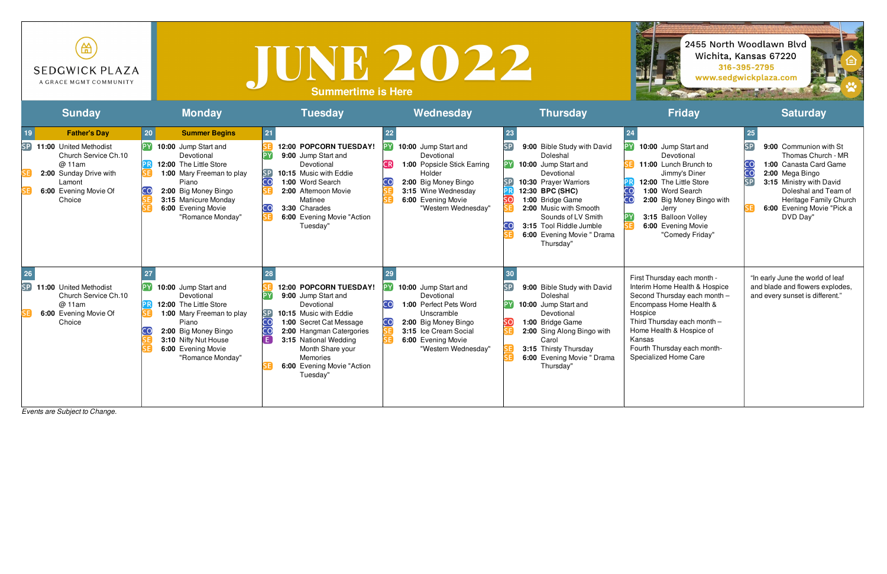SEDGWICK PLAZA
A GRACE MGMT COMMUNITY

# JUNE 2022

**Summertime is Here**

2455 North Woodlawn Blvd
Wichita, Kansas 67220
316-395-2795
www.sedgwickplaza.com

| Sunday | Monday | Tuesday | Wednesday | Thursday | Friday | Saturday |
|---|---|---|---|---|---|---|
| 19 **Father's Day**<br>SP **11:00** United Methodist Church Service Ch.10 @ 11am<br>SE **2:00** Sunday Drive with Lamont<br>SE **6:00** Evening Movie Of Choice | 20 **Summer Begins**<br>PY **10:00** Jump Start and Devotional<br>PR **12:00** The Little Store<br>SE **1:00** Mary Freeman to play Piano<br>CO **2:00** Big Money Bingo<br>SE **3:15** Manicure Monday<br>SE **6:00** Evening Movie "Romance Monday" | 21<br>SE **12:00 POPCORN TUESDAY!**<br>PY **9:00** Jump Start and Devotional<br>SP **10:15** Music with Eddie<br>CO **1:00** Word Search<br>SE **2:00** Afternoon Movie Matinee<br>CO **3:30** Charades<br>SE **6:00** Evening Movie "Action Tuesday" | 22<br>PY **10:00** Jump Start and Devotional<br>CR **1:00** Popsicle Stick Earring Holder<br>CO **2:00** Big Money Bingo<br>SE **3:15** Wine Wednesday<br>SE **6:00** Evening Movie "Western Wednesday" | 23<br>SP **9:00** Bible Study with David Doleshal<br>PY **10:00** Jump Start and Devotional<br>SP **10:30** Prayer Warriors<br>PR **12:30** **BPC (SHC)**<br>SO **1:00** Bridge Game<br>SE **2:00** Music with Smooth Sounds of LV Smith<br>CO **3:15** Tool Riddle Jumble<br>SE **6:00** Evening Movie " Drama Thursday" | 24<br>PY **10:00** Jump Start and Devotional<br>SE **11:00** Lunch Brunch to Jimmy's Diner<br>PR **12:00** The Little Store<br>CO **1:00** Word Search<br>CO **2:00** Big Money Bingo with Jerry<br>PY **3:15** Balloon Volley<br>SE **6:00** Evening Movie "Comedy Friday" | 25<br>SP **9:00** Communion with St Thomas Church - MR<br>CO **1:00** Canasta Card Game<br>CO **2:00** Mega Bingo<br>SP **3:15** Ministry with David Doleshal and Team of Heritage Family Church<br>SE **6:00** Evening Movie "Pick a DVD Day" |
| 26<br>SP **11:00** United Methodist Church Service Ch.10 @ 11am<br>SE **6:00** Evening Movie Of Choice | 27<br>PY **10:00** Jump Start and Devotional<br>PR **12:00** The Little Store<br>SE **1:00** Mary Freeman to play Piano<br>CO **2:00** Big Money Bingo<br>SE **3:10** Nifty Nut House<br>SE **6:00** Evening Movie "Romance Monday" | 28<br>SE **12:00 POPCORN TUESDAY!**<br>PY **9:00** Jump Start and Devotional<br>SP **10:15** Music with Eddie<br>CO **1:00** Secret Cat Message<br>CO **2:00** Hangman Catergories<br>E **3:15** National Wedding Month Share your Memories<br>SE **6:00** Evening Movie "Action Tuesday" | 29<br>PY **10:00** Jump Start and Devotional<br>CO **1:00** Perfect Pets Word Unscramble<br>CO **2:00** Big Money Bingo<br>SE **3:15** Ice Cream Social<br>SE **6:00** Evening Movie "Western Wednesday" | 30<br>SP **9:00** Bible Study with David Doleshal<br>PY **10:00** Jump Start and Devotional<br>SO **1:00** Bridge Game<br>SE **2:00** Sing Along Bingo with Carol<br>SE **3:15** Thirsty Thursday<br>SE **6:00** Evening Movie " Drama Thursday" | First Thursday each month - Interim Home Health & Hospice<br>Second Thursday each month – Encompass Home Health & Hospice<br>Third Thursday each month – Home Health & Hospice of Kansas<br>Fourth Thursday each month- Specialized Home Care | "In early June the world of leaf and blade and flowers explodes, and every sunset is different." |

*Events are Subject to Change.*